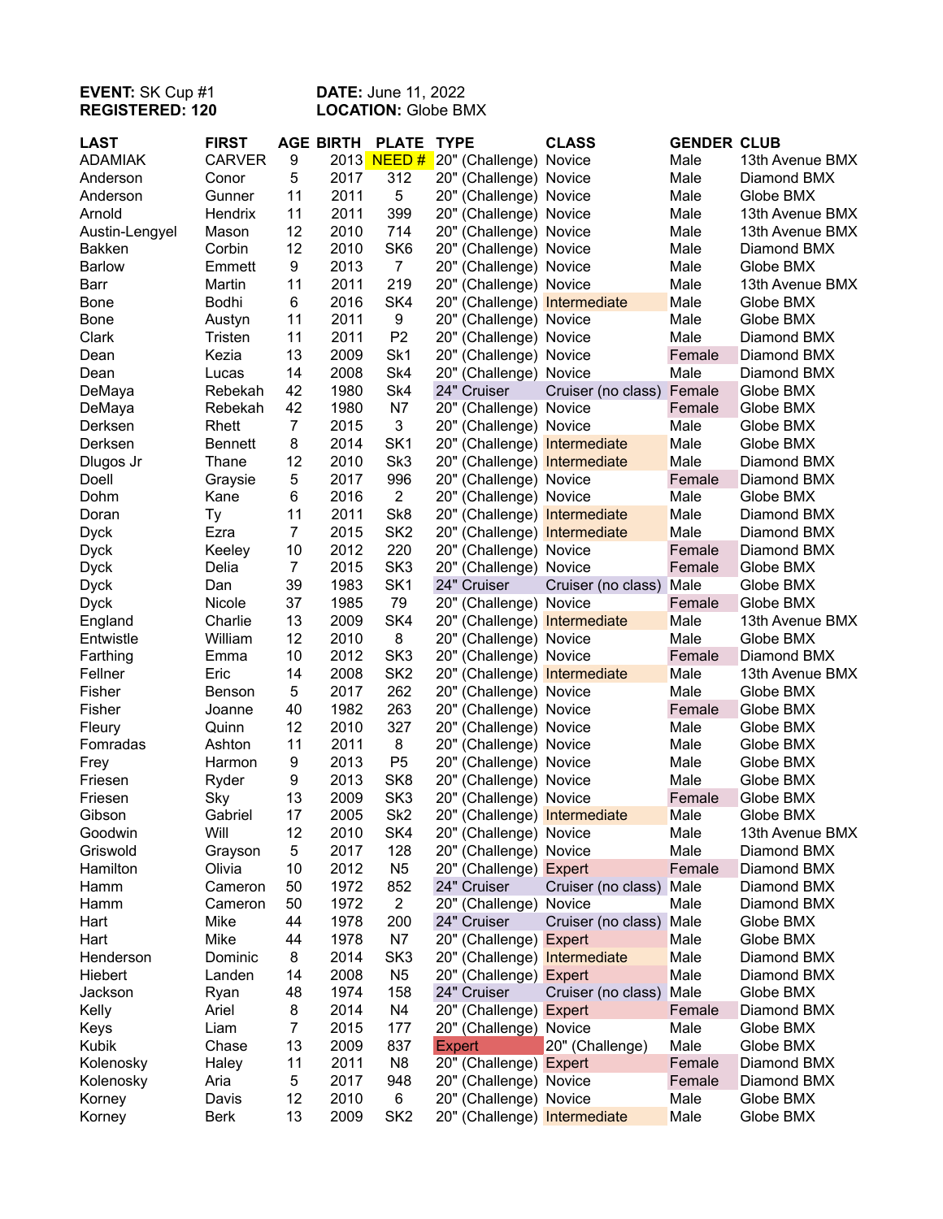**EVENT:** SK Cup #1 **DATE:** June 11, 2022
**REGISTERED:** 120 **LOCATION:** Globe BMX

| LAST | FIRST | AGE | BIRTH | PLATE | TYPE | CLASS | GENDER | CLUB |
|---|---|---|---|---|---|---|---|---|
| ADAMIAK | CARVER | 9 | 2013 | NEED # | 20" (Challenge) | Novice | Male | 13th Avenue BMX |
| Anderson | Conor | 5 | 2017 | 312 | 20" (Challenge) | Novice | Male | Diamond BMX |
| Anderson | Gunner | 11 | 2011 | 5 | 20" (Challenge) | Novice | Male | Globe BMX |
| Arnold | Hendrix | 11 | 2011 | 399 | 20" (Challenge) | Novice | Male | 13th Avenue BMX |
| Austin-Lengyel | Mason | 12 | 2010 | 714 | 20" (Challenge) | Novice | Male | 13th Avenue BMX |
| Bakken | Corbin | 12 | 2010 | SK6 | 20" (Challenge) | Novice | Male | Diamond BMX |
| Barlow | Emmett | 9 | 2013 | 7 | 20" (Challenge) | Novice | Male | Globe BMX |
| Barr | Martin | 11 | 2011 | 219 | 20" (Challenge) | Novice | Male | 13th Avenue BMX |
| Bone | Bodhi | 6 | 2016 | SK4 | 20" (Challenge) | Intermediate | Male | Globe BMX |
| Bone | Austyn | 11 | 2011 | 9 | 20" (Challenge) | Novice | Male | Globe BMX |
| Clark | Tristen | 11 | 2011 | P2 | 20" (Challenge) | Novice | Male | Diamond BMX |
| Dean | Kezia | 13 | 2009 | Sk1 | 20" (Challenge) | Novice | Female | Diamond BMX |
| Dean | Lucas | 14 | 2008 | Sk4 | 20" (Challenge) | Novice | Male | Diamond BMX |
| DeMaya | Rebekah | 42 | 1980 | Sk4 | 24" Cruiser | Cruiser (no class) | Female | Globe BMX |
| DeMaya | Rebekah | 42 | 1980 | N7 | 20" (Challenge) | Novice | Female | Globe BMX |
| Derksen | Rhett | 7 | 2015 | 3 | 20" (Challenge) | Novice | Male | Globe BMX |
| Derksen | Bennett | 8 | 2014 | SK1 | 20" (Challenge) | Intermediate | Male | Globe BMX |
| Dlugos Jr | Thane | 12 | 2010 | Sk3 | 20" (Challenge) | Intermediate | Male | Diamond BMX |
| Doell | Graysie | 5 | 2017 | 996 | 20" (Challenge) | Novice | Female | Diamond BMX |
| Dohm | Kane | 6 | 2016 | 2 | 20" (Challenge) | Novice | Male | Globe BMX |
| Doran | Ty | 11 | 2011 | Sk8 | 20" (Challenge) | Intermediate | Male | Diamond BMX |
| Dyck | Ezra | 7 | 2015 | SK2 | 20" (Challenge) | Intermediate | Male | Diamond BMX |
| Dyck | Keeley | 10 | 2012 | 220 | 20" (Challenge) | Novice | Female | Diamond BMX |
| Dyck | Delia | 7 | 2015 | SK3 | 20" (Challenge) | Novice | Female | Globe BMX |
| Dyck | Dan | 39 | 1983 | SK1 | 24" Cruiser | Cruiser (no class) | Male | Globe BMX |
| Dyck | Nicole | 37 | 1985 | 79 | 20" (Challenge) | Novice | Female | Globe BMX |
| England | Charlie | 13 | 2009 | SK4 | 20" (Challenge) | Intermediate | Male | 13th Avenue BMX |
| Entwistle | William | 12 | 2010 | 8 | 20" (Challenge) | Novice | Male | Globe BMX |
| Farthing | Emma | 10 | 2012 | SK3 | 20" (Challenge) | Novice | Female | Diamond BMX |
| Fellner | Eric | 14 | 2008 | SK2 | 20" (Challenge) | Intermediate | Male | 13th Avenue BMX |
| Fisher | Benson | 5 | 2017 | 262 | 20" (Challenge) | Novice | Male | Globe BMX |
| Fisher | Joanne | 40 | 1982 | 263 | 20" (Challenge) | Novice | Female | Globe BMX |
| Fleury | Quinn | 12 | 2010 | 327 | 20" (Challenge) | Novice | Male | Globe BMX |
| Fomradas | Ashton | 11 | 2011 | 8 | 20" (Challenge) | Novice | Male | Globe BMX |
| Frey | Harmon | 9 | 2013 | P5 | 20" (Challenge) | Novice | Male | Globe BMX |
| Friesen | Ryder | 9 | 2013 | SK8 | 20" (Challenge) | Novice | Male | Globe BMX |
| Friesen | Sky | 13 | 2009 | SK3 | 20" (Challenge) | Novice | Female | Globe BMX |
| Gibson | Gabriel | 17 | 2005 | Sk2 | 20" (Challenge) | Intermediate | Male | Globe BMX |
| Goodwin | Will | 12 | 2010 | SK4 | 20" (Challenge) | Novice | Male | 13th Avenue BMX |
| Griswold | Grayson | 5 | 2017 | 128 | 20" (Challenge) | Novice | Male | Diamond BMX |
| Hamilton | Olivia | 10 | 2012 | N5 | 20" (Challenge) | Expert | Female | Diamond BMX |
| Hamm | Cameron | 50 | 1972 | 852 | 24" Cruiser | Cruiser (no class) | Male | Diamond BMX |
| Hamm | Cameron | 50 | 1972 | 2 | 20" (Challenge) | Novice | Male | Diamond BMX |
| Hart | Mike | 44 | 1978 | 200 | 24" Cruiser | Cruiser (no class) | Male | Globe BMX |
| Hart | Mike | 44 | 1978 | N7 | 20" (Challenge) | Expert | Male | Globe BMX |
| Henderson | Dominic | 8 | 2014 | SK3 | 20" (Challenge) | Intermediate | Male | Diamond BMX |
| Hiebert | Landen | 14 | 2008 | N5 | 20" (Challenge) | Expert | Male | Diamond BMX |
| Jackson | Ryan | 48 | 1974 | 158 | 24" Cruiser | Cruiser (no class) | Male | Globe BMX |
| Kelly | Ariel | 8 | 2014 | N4 | 20" (Challenge) | Expert | Female | Diamond BMX |
| Keys | Liam | 7 | 2015 | 177 | 20" (Challenge) | Novice | Male | Globe BMX |
| Kubik | Chase | 13 | 2009 | 837 | Expert | 20" (Challenge) | Male | Globe BMX |
| Kolenosky | Haley | 11 | 2011 | N8 | 20" (Challenge) | Expert | Female | Diamond BMX |
| Kolenosky | Aria | 5 | 2017 | 948 | 20" (Challenge) | Novice | Female | Diamond BMX |
| Korney | Davis | 12 | 2010 | 6 | 20" (Challenge) | Novice | Male | Globe BMX |
| Korney | Berk | 13 | 2009 | SK2 | 20" (Challenge) | Intermediate | Male | Globe BMX |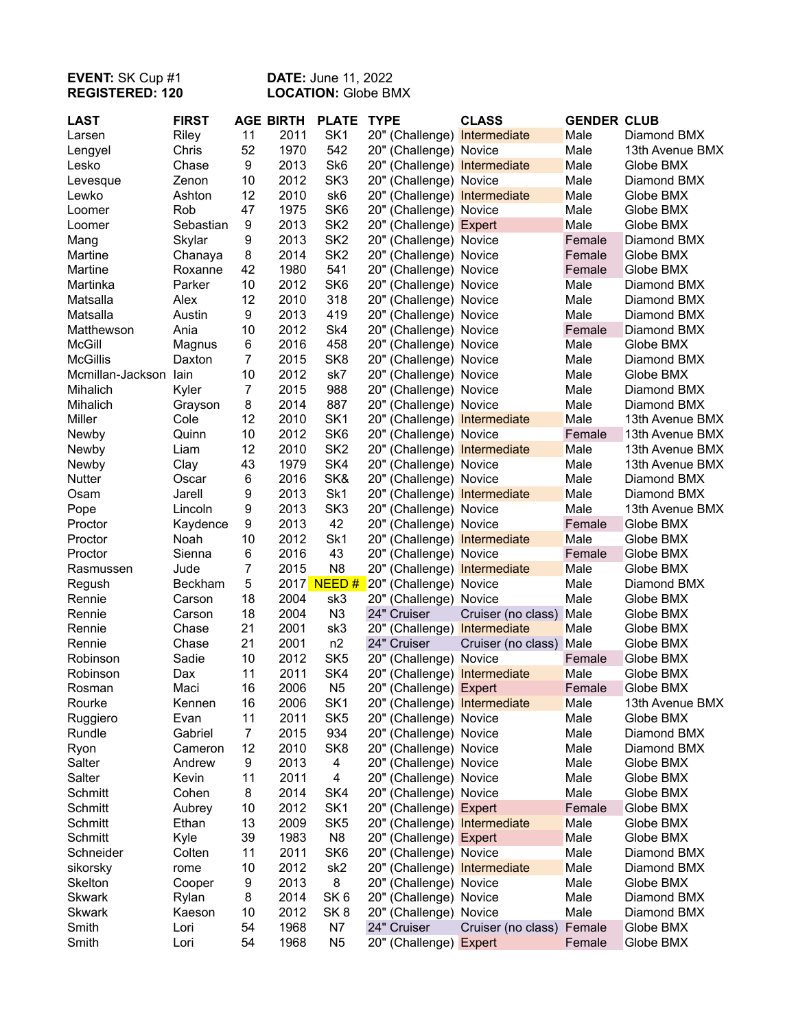**EVENT:** SK Cup #1 **DATE:** June 11, 2022
**REGISTERED:** 120 **LOCATION:** Globe BMX

| LAST | FIRST | AGE | BIRTH | PLATE | TYPE | CLASS | GENDER | CLUB |
|---|---|---|---|---|---|---|---|---|
| Larsen | Riley | 11 | 2011 | SK1 | 20" (Challenge) | Intermediate | Male | Diamond BMX |
| Lengyel | Chris | 52 | 1970 | 542 | 20" (Challenge) | Novice | Male | 13th Avenue BMX |
| Lesko | Chase | 9 | 2013 | Sk6 | 20" (Challenge) | Intermediate | Male | Globe BMX |
| Levesque | Zenon | 10 | 2012 | SK3 | 20" (Challenge) | Novice | Male | Diamond BMX |
| Lewko | Ashton | 12 | 2010 | sk6 | 20" (Challenge) | Intermediate | Male | Globe BMX |
| Loomer | Rob | 47 | 1975 | SK6 | 20" (Challenge) | Novice | Male | Globe BMX |
| Loomer | Sebastian | 9 | 2013 | SK2 | 20" (Challenge) | Expert | Male | Globe BMX |
| Mang | Skylar | 9 | 2013 | SK2 | 20" (Challenge) | Novice | Female | Diamond BMX |
| Martine | Chanaya | 8 | 2014 | SK2 | 20" (Challenge) | Novice | Female | Globe BMX |
| Martine | Roxanne | 42 | 1980 | 541 | 20" (Challenge) | Novice | Female | Globe BMX |
| Martinka | Parker | 10 | 2012 | SK6 | 20" (Challenge) | Novice | Male | Diamond BMX |
| Matsalla | Alex | 12 | 2010 | 318 | 20" (Challenge) | Novice | Male | Diamond BMX |
| Matsalla | Austin | 9 | 2013 | 419 | 20" (Challenge) | Novice | Male | Diamond BMX |
| Matthewson | Ania | 10 | 2012 | Sk4 | 20" (Challenge) | Novice | Female | Diamond BMX |
| McGill | Magnus | 6 | 2016 | 458 | 20" (Challenge) | Novice | Male | Globe BMX |
| McGillis | Daxton | 7 | 2015 | SK8 | 20" (Challenge) | Novice | Male | Diamond BMX |
| Mcmillan-Jackson | Iain | 10 | 2012 | sk7 | 20" (Challenge) | Novice | Male | Globe BMX |
| Mihalich | Kyler | 7 | 2015 | 988 | 20" (Challenge) | Novice | Male | Diamond BMX |
| Mihalich | Grayson | 8 | 2014 | 887 | 20" (Challenge) | Novice | Male | Diamond BMX |
| Miller | Cole | 12 | 2010 | SK1 | 20" (Challenge) | Intermediate | Male | 13th Avenue BMX |
| Newby | Quinn | 10 | 2012 | SK6 | 20" (Challenge) | Novice | Female | 13th Avenue BMX |
| Newby | Liam | 12 | 2010 | SK2 | 20" (Challenge) | Intermediate | Male | 13th Avenue BMX |
| Newby | Clay | 43 | 1979 | SK4 | 20" (Challenge) | Novice | Male | 13th Avenue BMX |
| Nutter | Oscar | 6 | 2016 | SK& | 20" (Challenge) | Novice | Male | Diamond BMX |
| Osam | Jarell | 9 | 2013 | Sk1 | 20" (Challenge) | Intermediate | Male | Diamond BMX |
| Pope | Lincoln | 9 | 2013 | SK3 | 20" (Challenge) | Novice | Male | 13th Avenue BMX |
| Proctor | Kaydence | 9 | 2013 | 42 | 20" (Challenge) | Novice | Female | Globe BMX |
| Proctor | Noah | 10 | 2012 | Sk1 | 20" (Challenge) | Intermediate | Male | Globe BMX |
| Proctor | Sienna | 6 | 2016 | 43 | 20" (Challenge) | Novice | Female | Globe BMX |
| Rasmussen | Jude | 7 | 2015 | N8 | 20" (Challenge) | Intermediate | Male | Globe BMX |
| Regush | Beckham | 5 | 2017 | NEED # | 20" (Challenge) | Novice | Male | Diamond BMX |
| Rennie | Carson | 18 | 2004 | sk3 | 20" (Challenge) | Novice | Male | Globe BMX |
| Rennie | Carson | 18 | 2004 | N3 | 24" Cruiser | Cruiser (no class) | Male | Globe BMX |
| Rennie | Chase | 21 | 2001 | sk3 | 20" (Challenge) | Intermediate | Male | Globe BMX |
| Rennie | Chase | 21 | 2001 | n2 | 24" Cruiser | Cruiser (no class) | Male | Globe BMX |
| Robinson | Sadie | 10 | 2012 | SK5 | 20" (Challenge) | Novice | Female | Globe BMX |
| Robinson | Dax | 11 | 2011 | SK4 | 20" (Challenge) | Intermediate | Male | Globe BMX |
| Rosman | Maci | 16 | 2006 | N5 | 20" (Challenge) | Expert | Female | Globe BMX |
| Rourke | Kennen | 16 | 2006 | SK1 | 20" (Challenge) | Intermediate | Male | 13th Avenue BMX |
| Ruggiero | Evan | 11 | 2011 | SK5 | 20" (Challenge) | Novice | Male | Globe BMX |
| Rundle | Gabriel | 7 | 2015 | 934 | 20" (Challenge) | Novice | Male | Diamond BMX |
| Ryon | Cameron | 12 | 2010 | SK8 | 20" (Challenge) | Novice | Male | Diamond BMX |
| Salter | Andrew | 9 | 2013 | 4 | 20" (Challenge) | Novice | Male | Globe BMX |
| Salter | Kevin | 11 | 2011 | 4 | 20" (Challenge) | Novice | Male | Globe BMX |
| Schmitt | Cohen | 8 | 2014 | SK4 | 20" (Challenge) | Novice | Male | Globe BMX |
| Schmitt | Aubrey | 10 | 2012 | SK1 | 20" (Challenge) | Expert | Female | Globe BMX |
| Schmitt | Ethan | 13 | 2009 | SK5 | 20" (Challenge) | Intermediate | Male | Globe BMX |
| Schmitt | Kyle | 39 | 1983 | N8 | 20" (Challenge) | Expert | Male | Globe BMX |
| Schneider | Colten | 11 | 2011 | SK6 | 20" (Challenge) | Novice | Male | Diamond BMX |
| sikorsky | rome | 10 | 2012 | sk2 | 20" (Challenge) | Intermediate | Male | Diamond BMX |
| Skelton | Cooper | 9 | 2013 | 8 | 20" (Challenge) | Novice | Male | Globe BMX |
| Skwark | Rylan | 8 | 2014 | SK 6 | 20" (Challenge) | Novice | Male | Diamond BMX |
| Skwark | Kaeson | 10 | 2012 | SK 8 | 20" (Challenge) | Novice | Male | Diamond BMX |
| Smith | Lori | 54 | 1968 | N7 | 24" Cruiser | Cruiser (no class) | Female | Globe BMX |
| Smith | Lori | 54 | 1968 | N5 | 20" (Challenge) | Expert | Female | Globe BMX |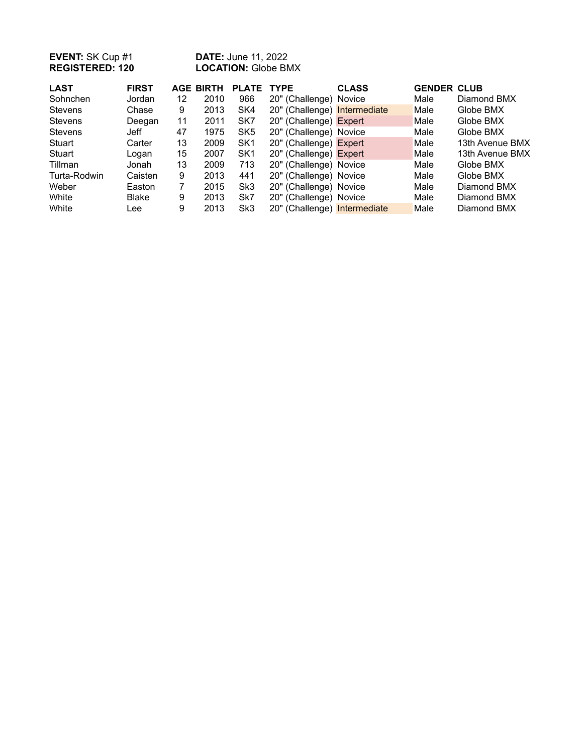**EVENT:** SK Cup #1  **DATE:** June 11, 2022
**REGISTERED: 120**  **LOCATION:** Globe BMX

| LAST | FIRST | AGE | BIRTH | PLATE | TYPE | CLASS | GENDER | CLUB |
|---|---|---|---|---|---|---|---|---|
| Sohnchen | Jordan | 12 | 2010 | 966 | 20" (Challenge) | Novice | Male | Diamond BMX |
| Stevens | Chase | 9 | 2013 | SK4 | 20" (Challenge) | Intermediate | Male | Globe BMX |
| Stevens | Deegan | 11 | 2011 | SK7 | 20" (Challenge) | Expert | Male | Globe BMX |
| Stevens | Jeff | 47 | 1975 | SK5 | 20" (Challenge) | Novice | Male | Globe BMX |
| Stuart | Carter | 13 | 2009 | SK1 | 20" (Challenge) | Expert | Male | 13th Avenue BMX |
| Stuart | Logan | 15 | 2007 | SK1 | 20" (Challenge) | Expert | Male | 13th Avenue BMX |
| Tillman | Jonah | 13 | 2009 | 713 | 20" (Challenge) | Novice | Male | Globe BMX |
| Turta-Rodwin | Caisten | 9 | 2013 | 441 | 20" (Challenge) | Novice | Male | Globe BMX |
| Weber | Easton | 7 | 2015 | Sk3 | 20" (Challenge) | Novice | Male | Diamond BMX |
| White | Blake | 9 | 2013 | Sk7 | 20" (Challenge) | Novice | Male | Diamond BMX |
| White | Lee | 9 | 2013 | Sk3 | 20" (Challenge) | Intermediate | Male | Diamond BMX |